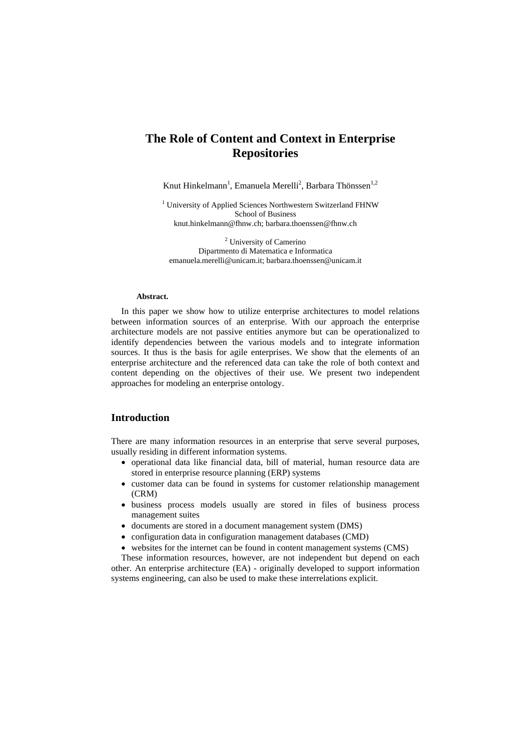# The Role of Content and Context in Enterprise Repositories

Knut Hinkelmann[1], Emanuela Merelli[2], Barbara Thönssen[1,2]

[1] University of Applied Sciences Northwestern Switzerland FHNW
School of Business
knut.hinkelmann@fhnw.ch; barbara.thoenssen@fhnw.ch

[2] University of Camerino
Dipartmento di Matematica e Informatica
emanuela.merelli@unicam.it; barbara.thoenssen@unicam.it

**Abstract.**

In this paper we show how to utilize enterprise architectures to model relations between information sources of an enterprise. With our approach the enterprise architecture models are not passive entities anymore but can be operationalized to identify dependencies between the various models and to integrate information sources. It thus is the basis for agile enterprises. We show that the elements of an enterprise architecture and the referenced data can take the role of both context and content depending on the objectives of their use. We present two independent approaches for modeling an enterprise ontology.

## Introduction

There are many information resources in an enterprise that serve several purposes, usually residing in different information systems.

- operational data like financial data, bill of material, human resource data are stored in enterprise resource planning (ERP) systems
- customer data can be found in systems for customer relationship management (CRM)
- business process models usually are stored in files of business process management suites
- documents are stored in a document management system (DMS)
- configuration data in configuration management databases (CMD)
- websites for the internet can be found in content management systems (CMS)

These information resources, however, are not independent but depend on each other. An enterprise architecture (EA) - originally developed to support information systems engineering, can also be used to make these interrelations explicit.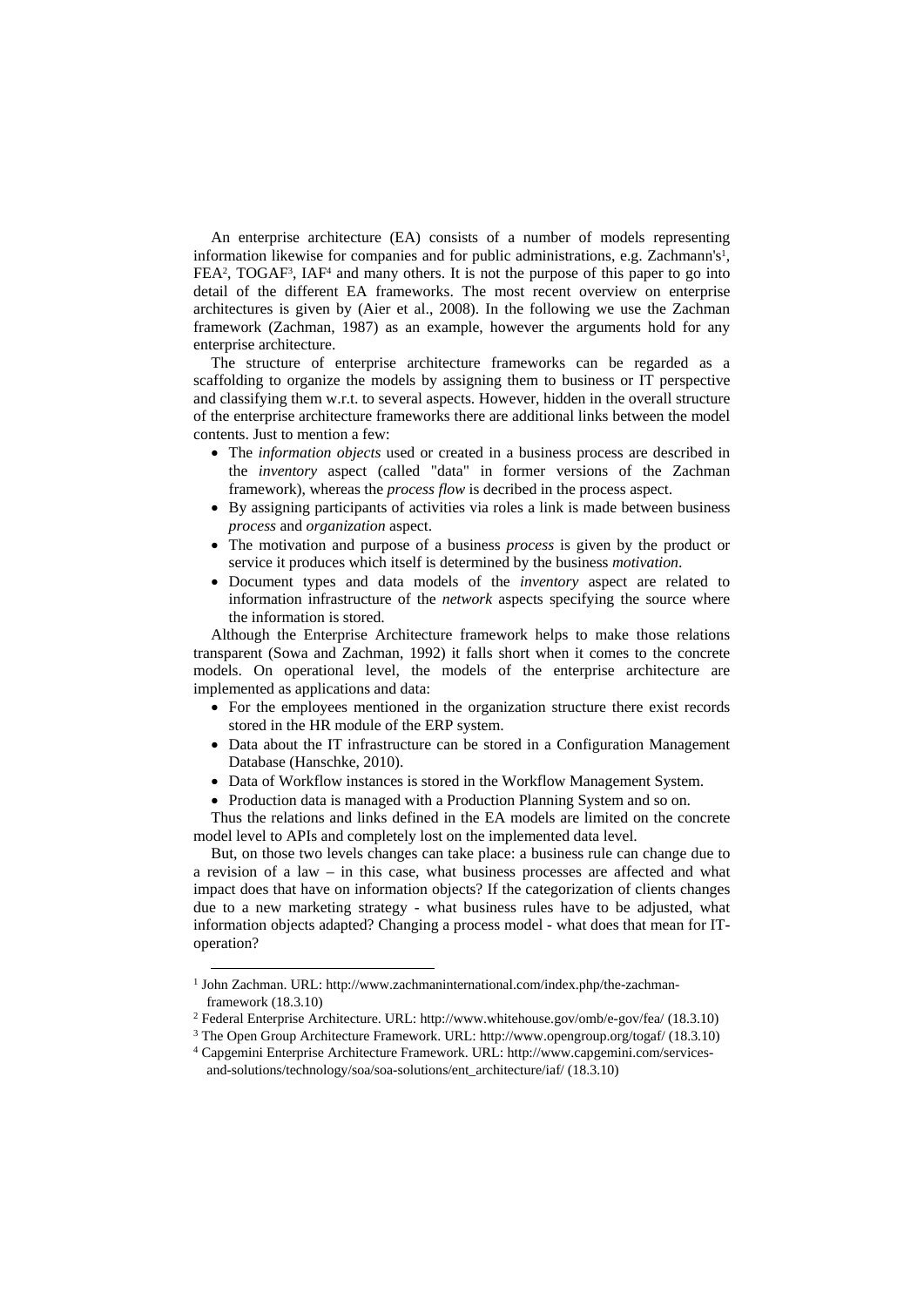An enterprise architecture (EA) consists of a number of models representing information likewise for companies and for public administrations, e.g. Zachmann's[1], FEA[2], TOGAF[3], IAF[4] and many others. It is not the purpose of this paper to go into detail of the different EA frameworks. The most recent overview on enterprise architectures is given by (Aier et al., 2008). In the following we use the Zachman framework (Zachman, 1987) as an example, however the arguments hold for any enterprise architecture.

The structure of enterprise architecture frameworks can be regarded as a scaffolding to organize the models by assigning them to business or IT perspective and classifying them w.r.t. to several aspects. However, hidden in the overall structure of the enterprise architecture frameworks there are additional links between the model contents. Just to mention a few:

- The *information objects* used or created in a business process are described in the *inventory* aspect (called "data" in former versions of the Zachman framework), whereas the *process flow* is decribed in the process aspect.
- By assigning participants of activities via roles a link is made between business *process* and *organization* aspect.
- The motivation and purpose of a business *process* is given by the product or service it produces which itself is determined by the business *motivation*.
- Document types and data models of the *inventory* aspect are related to information infrastructure of the *network* aspects specifying the source where the information is stored.

Although the Enterprise Architecture framework helps to make those relations transparent (Sowa and Zachman, 1992) it falls short when it comes to the concrete models. On operational level, the models of the enterprise architecture are implemented as applications and data:

- For the employees mentioned in the organization structure there exist records stored in the HR module of the ERP system.
- Data about the IT infrastructure can be stored in a Configuration Management Database (Hanschke, 2010).
- Data of Workflow instances is stored in the Workflow Management System.
- Production data is managed with a Production Planning System and so on.

Thus the relations and links defined in the EA models are limited on the concrete model level to APIs and completely lost on the implemented data level.

But, on those two levels changes can take place: a business rule can change due to a revision of a law – in this case, what business processes are affected and what impact does that have on information objects? If the categorization of clients changes due to a new marketing strategy - what business rules have to be adjusted, what information objects adapted? Changing a process model - what does that mean for IT-operation?

---

[1] John Zachman. URL: http://www.zachmaninternational.com/index.php/the-zachman-framework (18.3.10)

[2] Federal Enterprise Architecture. URL: http://www.whitehouse.gov/omb/e-gov/fea/ (18.3.10)

[3] The Open Group Architecture Framework. URL: http://www.opengroup.org/togaf/ (18.3.10)

[4] Capgemini Enterprise Architecture Framework. URL: http://www.capgemini.com/services-and-solutions/technology/soa/soa-solutions/ent_architecture/iaf/ (18.3.10)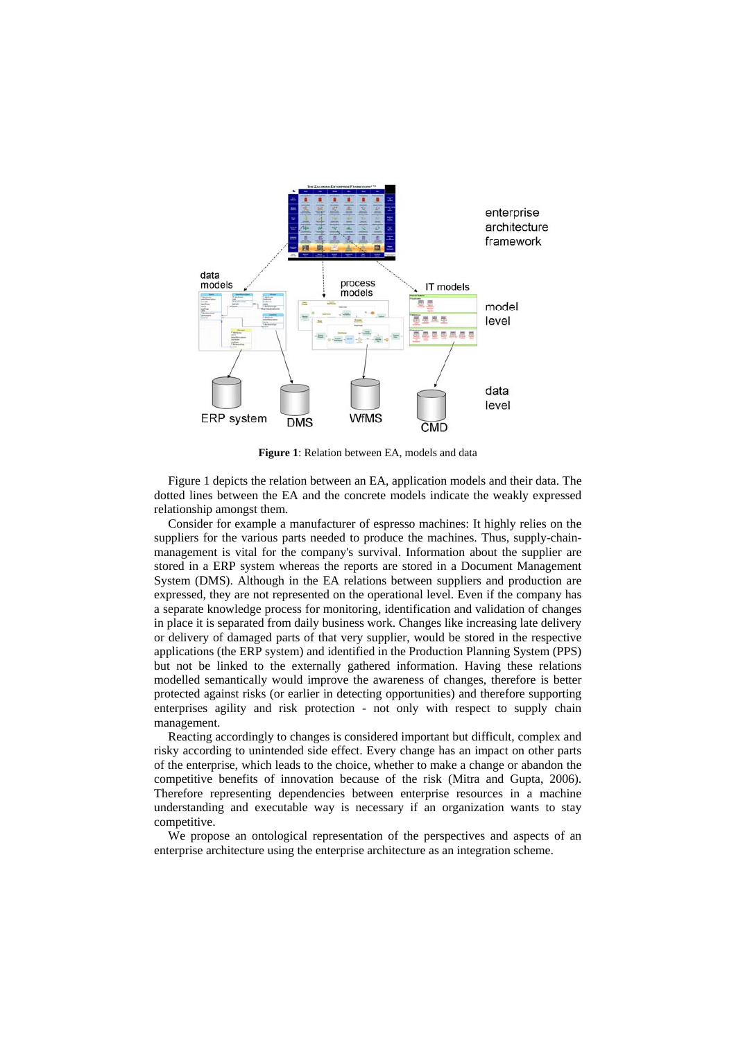enterprise architecture framework

data models

process models

IT models

model level

ERP system

DMS

WfMS

CMD

data level

**Figure 1**: Relation between EA, models and data

Figure 1 depicts the relation between an EA, application models and their data. The dotted lines between the EA and the concrete models indicate the weakly expressed relationship amongst them.

Consider for example a manufacturer of espresso machines: It highly relies on the suppliers for the various parts needed to produce the machines. Thus, supply-chain-management is vital for the company's survival. Information about the supplier are stored in a ERP system whereas the reports are stored in a Document Management System (DMS). Although in the EA relations between suppliers and production are expressed, they are not represented on the operational level. Even if the company has a separate knowledge process for monitoring, identification and validation of changes in place it is separated from daily business work. Changes like increasing late delivery or delivery of damaged parts of that very supplier, would be stored in the respective applications (the ERP system) and identified in the Production Planning System (PPS) but not be linked to the externally gathered information. Having these relations modelled semantically would improve the awareness of changes, therefore is better protected against risks (or earlier in detecting opportunities) and therefore supporting enterprises agility and risk protection - not only with respect to supply chain management.

Reacting accordingly to changes is considered important but difficult, complex and risky according to unintended side effect. Every change has an impact on other parts of the enterprise, which leads to the choice, whether to make a change or abandon the competitive benefits of innovation because of the risk (Mitra and Gupta, 2006). Therefore representing dependencies between enterprise resources in a machine understanding and executable way is necessary if an organization wants to stay competitive.

We propose an ontological representation of the perspectives and aspects of an enterprise architecture using the enterprise architecture as an integration scheme.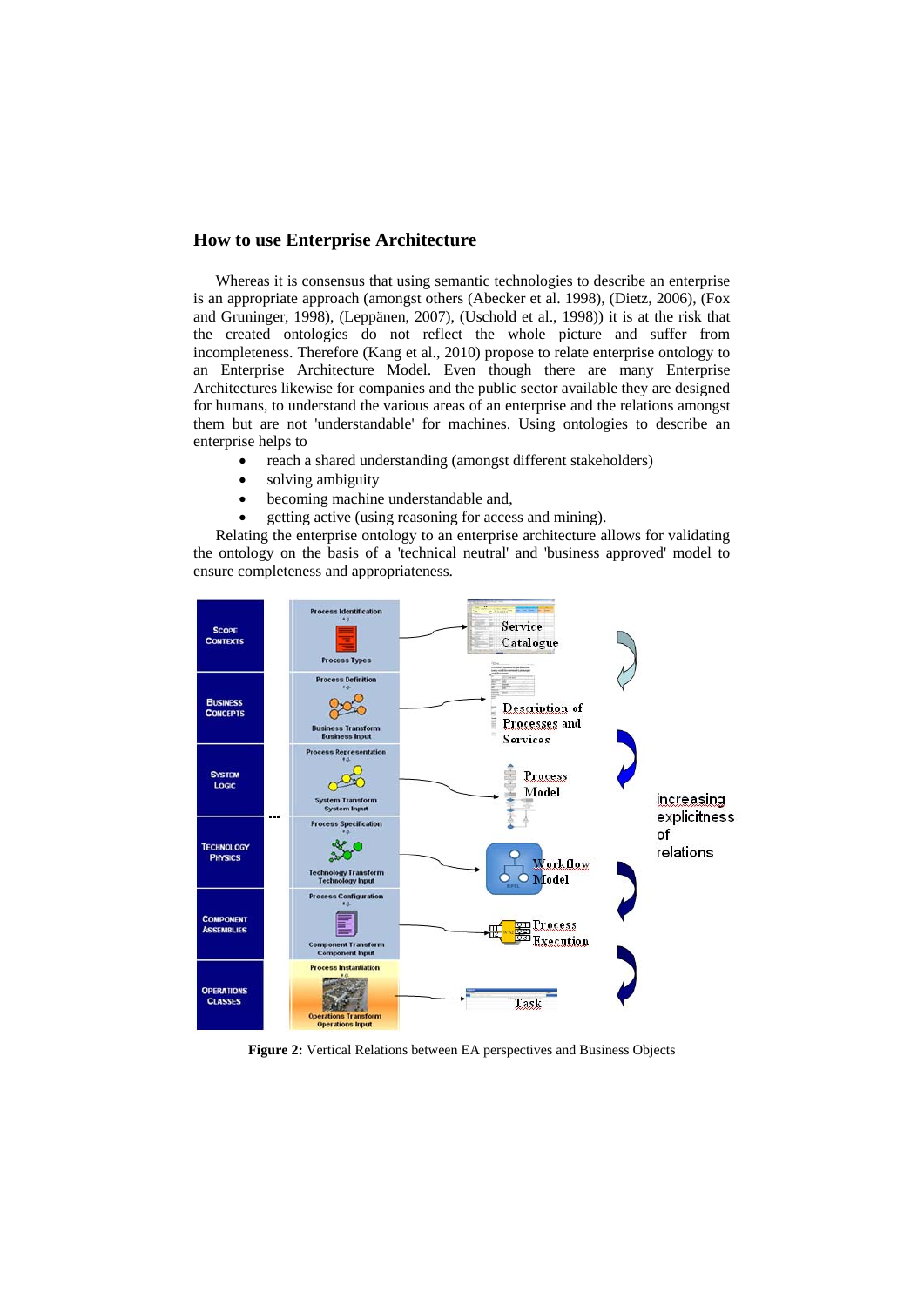## How to use Enterprise Architecture

Whereas it is consensus that using semantic technologies to describe an enterprise is an appropriate approach (amongst others (Abecker et al. 1998), (Dietz, 2006), (Fox and Gruninger, 1998), (Leppänen, 2007), (Uschold et al., 1998)) it is at the risk that the created ontologies do not reflect the whole picture and suffer from incompleteness. Therefore (Kang et al., 2010) propose to relate enterprise ontology to an Enterprise Architecture Model. Even though there are many Enterprise Architectures likewise for companies and the public sector available they are designed for humans, to understand the various areas of an enterprise and the relations amongst them but are not 'understandable' for machines. Using ontologies to describe an enterprise helps to

- reach a shared understanding (amongst different stakeholders)
- solving ambiguity
- becoming machine understandable and,
- getting active (using reasoning for access and mining).

Relating the enterprise ontology to an enterprise architecture allows for validating the ontology on the basis of a 'technical neutral' and 'business approved' model to ensure completeness and appropriateness.

SCOPE CONTEXTS
BUSINESS CONCEPTS
SYSTEM LOGIC
TECHNOLOGY PHYSICS
COMPONENT ASSEMBLIES
OPERATIONS CLASSES

Process Identification e.g. Process Types
Process Definition e.g. Business Transform Business Input
Process Representation e.g. System Transform System Input
Process Specification e.g. Technology Transform Technology Input
Process Configuration e.g. Component Transform Component Input
Process Instantiation e.g. Operations Transform Operations Input

Service Catalogue
Description of Processes and Services
Process Model
Workflow Model
Process Execution
Task

increasing explicitness of relations

**Figure 2:** Vertical Relations between EA perspectives and Business Objects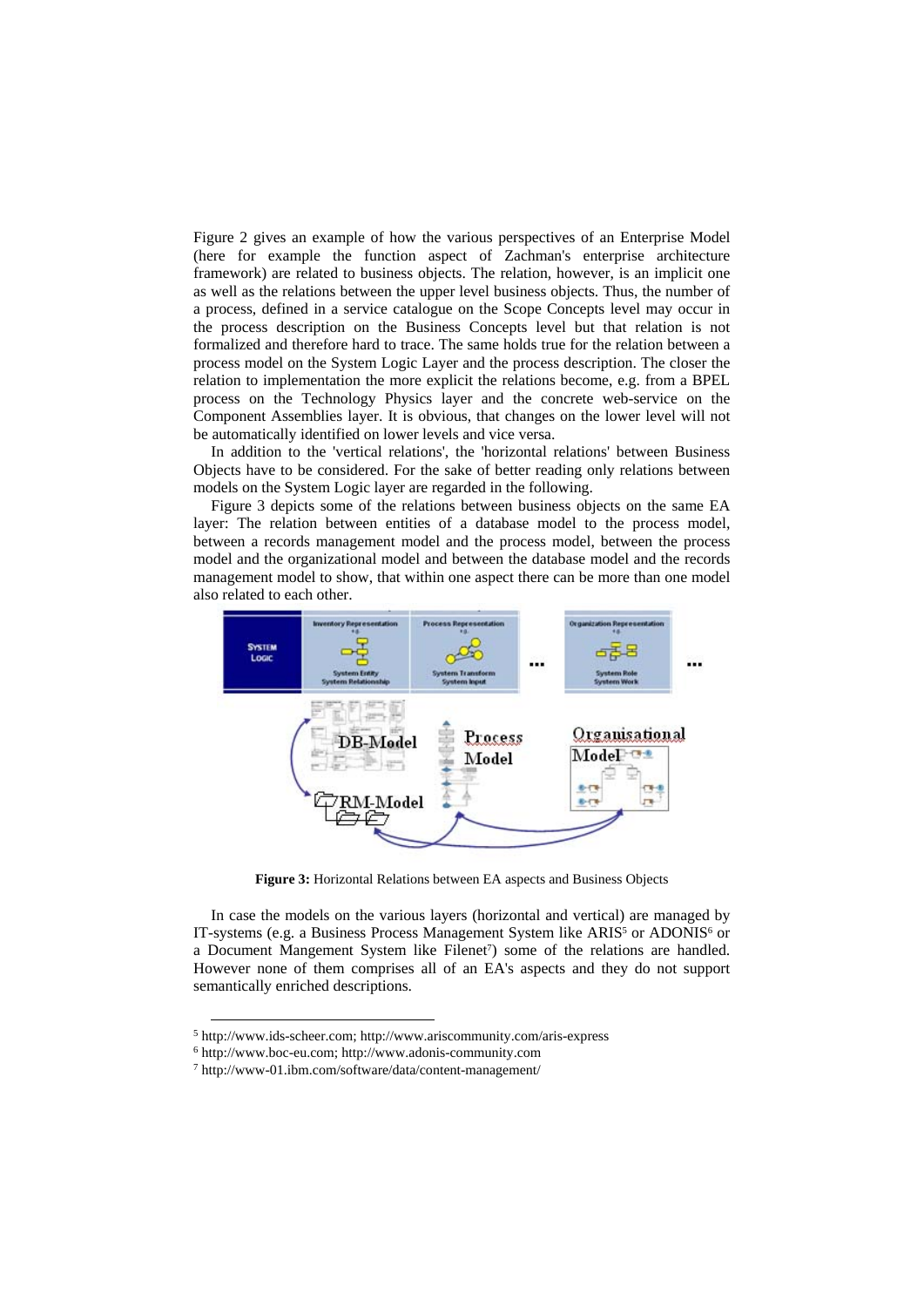Figure 2 gives an example of how the various perspectives of an Enterprise Model (here for example the function aspect of Zachman's enterprise architecture framework) are related to business objects. The relation, however, is an implicit one as well as the relations between the upper level business objects. Thus, the number of a process, defined in a service catalogue on the Scope Concepts level may occur in the process description on the Business Concepts level but that relation is not formalized and therefore hard to trace. The same holds true for the relation between a process model on the System Logic Layer and the process description. The closer the relation to implementation the more explicit the relations become, e.g. from a BPEL process on the Technology Physics layer and the concrete web-service on the Component Assemblies layer. It is obvious, that changes on the lower level will not be automatically identified on lower levels and vice versa.

In addition to the 'vertical relations', the 'horizontal relations' between Business Objects have to be considered. For the sake of better reading only relations between models on the System Logic layer are regarded in the following.

Figure 3 depicts some of the relations between business objects on the same EA layer: The relation between entities of a database model to the process model, between a records management model and the process model, between the process model and the organizational model and between the database model and the records management model to show, that within one aspect there can be more than one model also related to each other.

SYSTEM LOGIC

Inventory Representation

System Entity
System Relationship

Process Representation

System Transform
System Input

...

Organization Representation

System Role
System Work

...

DB-Model

Process Model

Organisational Model

RM-Model

**Figure 3:** Horizontal Relations between EA aspects and Business Objects

In case the models on the various layers (horizontal and vertical) are managed by IT-systems (e.g. a Business Process Management System like ARIS[5] or ADONIS[6] or a Document Mangement System like Filenet[7]) some of the relations are handled. However none of them comprises all of an EA's aspects and they do not support semantically enriched descriptions.

[5] http://www.ids-scheer.com; http://www.ariscommunity.com/aris-express

[6] http://www.boc-eu.com; http://www.adonis-community.com

[7] http://www-01.ibm.com/software/data/content-management/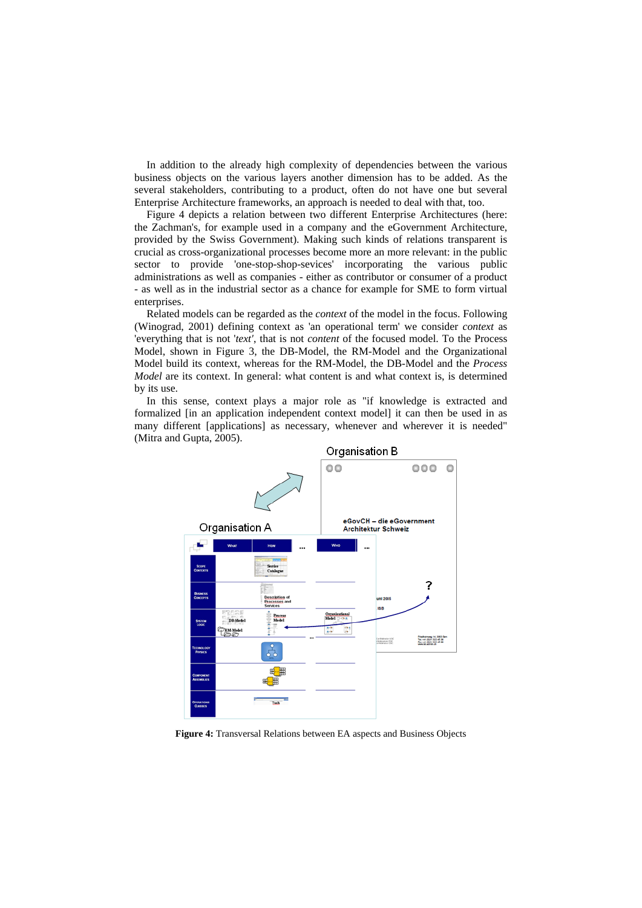In addition to the already high complexity of dependencies between the various business objects on the various layers another dimension has to be added. As the several stakeholders, contributing to a product, often do not have one but several Enterprise Architecture frameworks, an approach is needed to deal with that, too.

Figure 4 depicts a relation between two different Enterprise Architectures (here: the Zachman's, for example used in a company and the eGovernment Architecture, provided by the Swiss Government). Making such kinds of relations transparent is crucial as cross-organizational processes become more an more relevant: in the public sector to provide 'one-stop-shop-sevices' incorporating the various public administrations as well as companies - either as contributor or consumer of a product - as well as in the industrial sector as a chance for example for SME to form virtual enterprises.

Related models can be regarded as the *context* of the model in the focus. Following (Winograd, 2001) defining context as 'an operational term' we consider *context* as 'everything that is not '*text*', that is not *content* of the focused model. To the Process Model, shown in Figure 3, the DB-Model, the RM-Model and the Organizational Model build its context, whereas for the RM-Model, the DB-Model and the *Process Model* are its context. In general: what content is and what context is, is determined by its use.

In this sense, context plays a major role as "if knowledge is extracted and formalized [in an application independent context model] it can then be used in as many different [applications] as necessary, whenever and wherever it is needed" (Mitra and Gupta, 2005).

Organisation B

eGovCH – die eGovernment Architektur Schweiz

Organisation A

WHAT
HOW
WHO

SCOPE CONTEXTS
BUSINESS CONCEPTS
SYSTEM LOGIC
TECHNOLOGY PHYSICS
COMPONENT ASSEMBLIES
OPERATIONS CLASSES

Service Catalogue
Description of Processes and Services
Process Model
DB-Model
RM-Model
Organizational Model
Task

?

**Figure 4:** Transversal Relations between EA aspects and Business Objects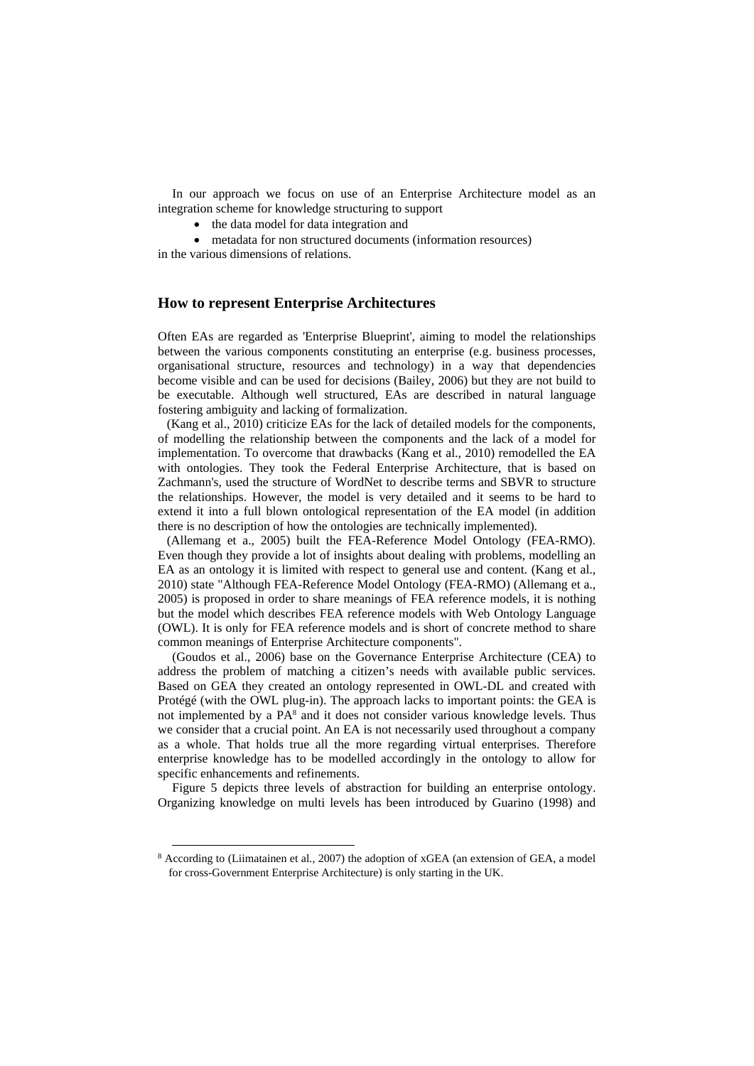In our approach we focus on use of an Enterprise Architecture model as an integration scheme for knowledge structuring to support

- the data model for data integration and
- metadata for non structured documents (information resources)

in the various dimensions of relations.

## How to represent Enterprise Architectures

Often EAs are regarded as 'Enterprise Blueprint', aiming to model the relationships between the various components constituting an enterprise (e.g. business processes, organisational structure, resources and technology) in a way that dependencies become visible and can be used for decisions (Bailey, 2006) but they are not build to be executable. Although well structured, EAs are described in natural language fostering ambiguity and lacking of formalization.

(Kang et al., 2010) criticize EAs for the lack of detailed models for the components, of modelling the relationship between the components and the lack of a model for implementation. To overcome that drawbacks (Kang et al., 2010) remodelled the EA with ontologies. They took the Federal Enterprise Architecture, that is based on Zachmann's, used the structure of WordNet to describe terms and SBVR to structure the relationships. However, the model is very detailed and it seems to be hard to extend it into a full blown ontological representation of the EA model (in addition there is no description of how the ontologies are technically implemented).

(Allemang et a., 2005) built the FEA-Reference Model Ontology (FEA-RMO). Even though they provide a lot of insights about dealing with problems, modelling an EA as an ontology it is limited with respect to general use and content. (Kang et al., 2010) state "Although FEA-Reference Model Ontology (FEA-RMO) (Allemang et a., 2005) is proposed in order to share meanings of FEA reference models, it is nothing but the model which describes FEA reference models with Web Ontology Language (OWL). It is only for FEA reference models and is short of concrete method to share common meanings of Enterprise Architecture components".

(Goudos et al., 2006) base on the Governance Enterprise Architecture (CEA) to address the problem of matching a citizen's needs with available public services. Based on GEA they created an ontology represented in OWL-DL and created with Protégé (with the OWL plug-in). The approach lacks to important points: the GEA is not implemented by a PA[8] and it does not consider various knowledge levels. Thus we consider that a crucial point. An EA is not necessarily used throughout a company as a whole. That holds true all the more regarding virtual enterprises. Therefore enterprise knowledge has to be modelled accordingly in the ontology to allow for specific enhancements and refinements.

Figure 5 depicts three levels of abstraction for building an enterprise ontology. Organizing knowledge on multi levels has been introduced by Guarino (1998) and

---

[8] According to (Liimatainen et al., 2007) the adoption of xGEA (an extension of GEA, a model for cross-Government Enterprise Architecture) is only starting in the UK.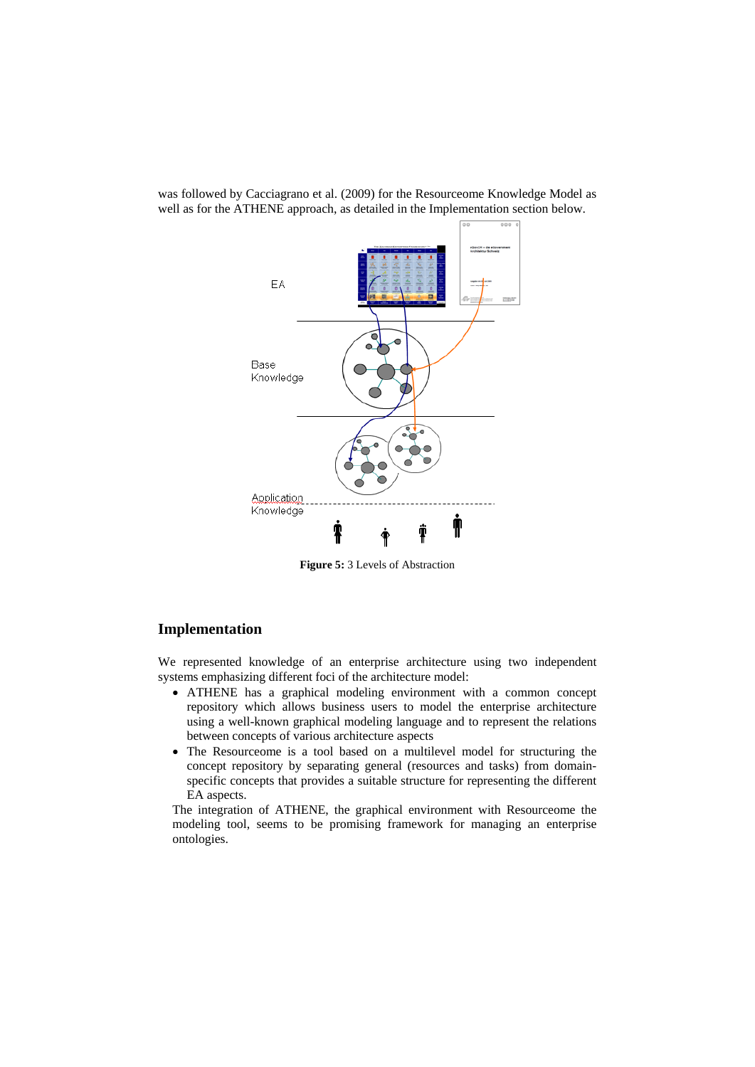was followed by Cacciagrano et al. (2009) for the Resourceome Knowledge Model as well as for the ATHENE approach, as detailed in the Implementation section below.

EA

Base Knowledge

Application Knowledge

**Figure 5:** 3 Levels of Abstraction

## Implementation

We represented knowledge of an enterprise architecture using two independent systems emphasizing different foci of the architecture model:

- ATHENE has a graphical modeling environment with a common concept repository which allows business users to model the enterprise architecture using a well-known graphical modeling language and to represent the relations between concepts of various architecture aspects
- The Resourceome is a tool based on a multilevel model for structuring the concept repository by separating general (resources and tasks) from domain-specific concepts that provides a suitable structure for representing the different EA aspects.

The integration of ATHENE, the graphical environment with Resourceome the modeling tool, seems to be promising framework for managing an enterprise ontologies.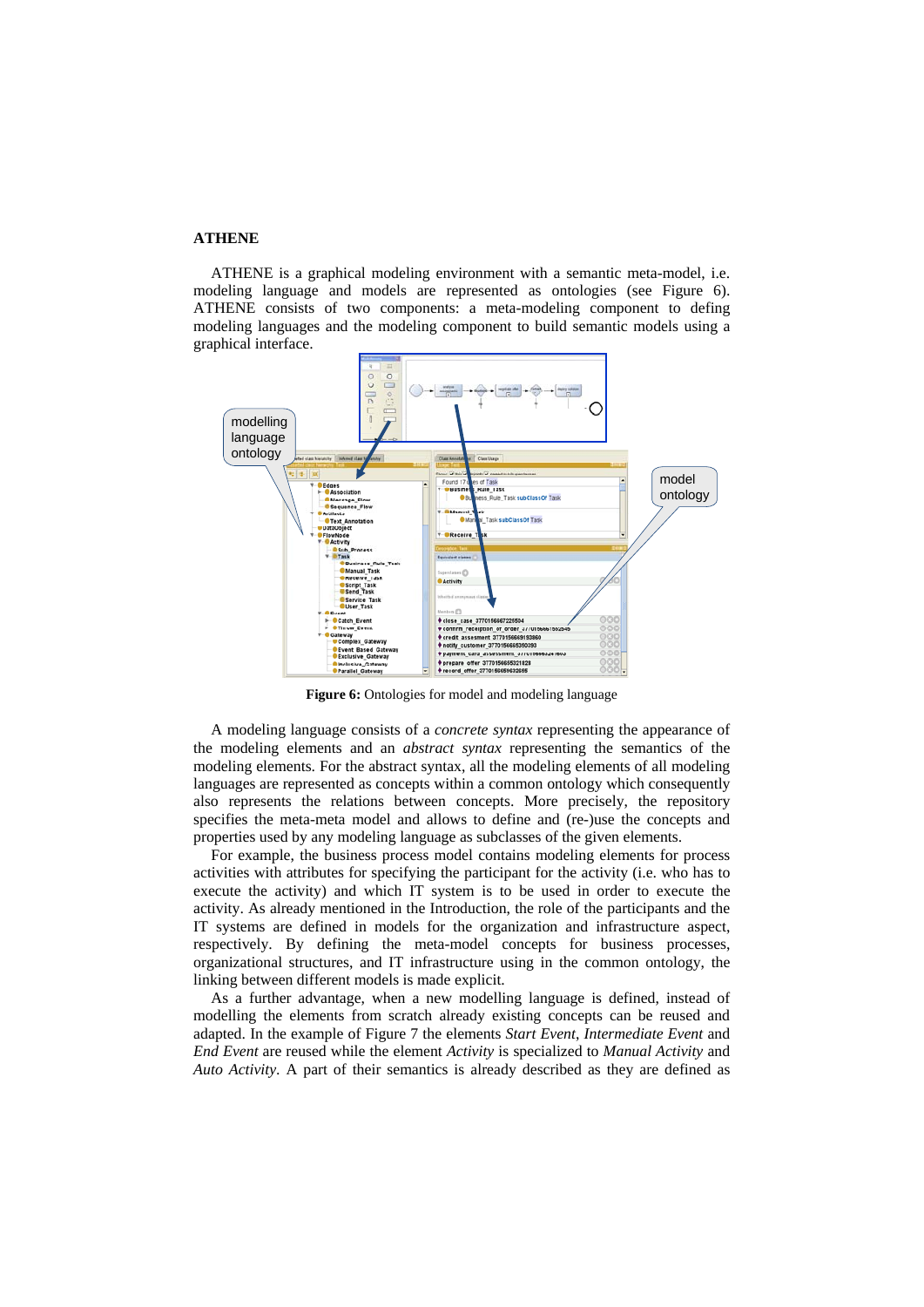## ATHENE

ATHENE is a graphical modeling environment with a semantic meta-model, i.e. modeling language and models are represented as ontologies (see Figure 6). ATHENE consists of two components: a meta-modeling component to defing modeling languages and the modeling component to build semantic models using a graphical interface.

modelling language ontology

model ontology

**Figure 6:** Ontologies for model and modeling language

A modeling language consists of a *concrete syntax* representing the appearance of the modeling elements and an *abstract syntax* representing the semantics of the modeling elements. For the abstract syntax, all the modeling elements of all modeling languages are represented as concepts within a common ontology which consequently also represents the relations between concepts. More precisely, the repository specifies the meta-meta model and allows to define and (re-)use the concepts and properties used by any modeling language as subclasses of the given elements.

For example, the business process model contains modeling elements for process activities with attributes for specifying the participant for the activity (i.e. who has to execute the activity) and which IT system is to be used in order to execute the activity. As already mentioned in the Introduction, the role of the participants and the IT systems are defined in models for the organization and infrastructure aspect, respectively. By defining the meta-model concepts for business processes, organizational structures, and IT infrastructure using in the common ontology, the linking between different models is made explicit.

As a further advantage, when a new modelling language is defined, instead of modelling the elements from scratch already existing concepts can be reused and adapted. In the example of Figure 7 the elements *Start Event*, *Intermediate Event* and *End Event* are reused while the element *Activity* is specialized to *Manual Activity* and *Auto Activity*. A part of their semantics is already described as they are defined as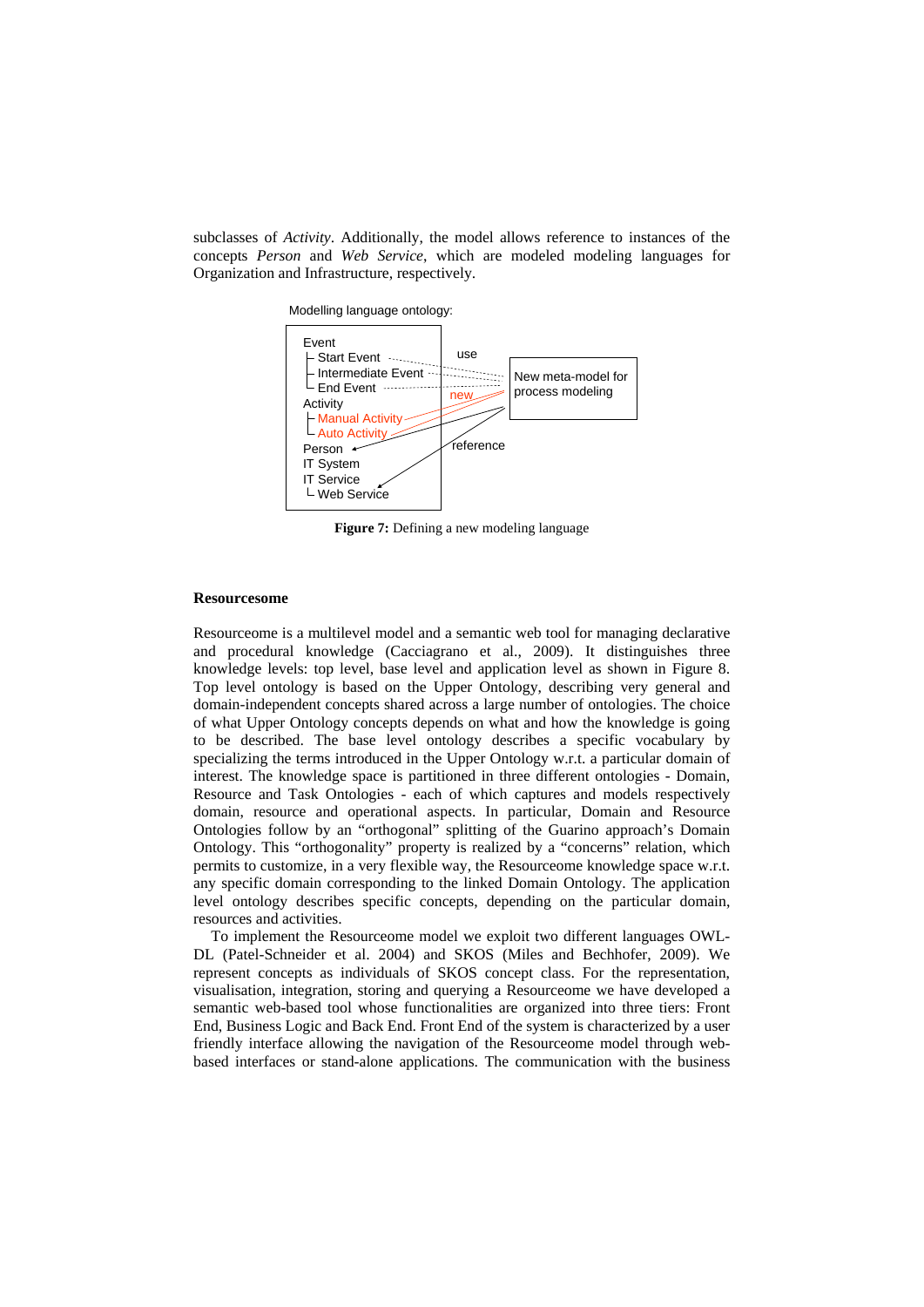subclasses of *Activity*. Additionally, the model allows reference to instances of the concepts *Person* and *Web Service*, which are modeled modeling languages for Organization and Infrastructure, respectively.

Modelling language ontology:

Event
Start Event
Intermediate Event
End Event
Activity
Manual Activity
Auto Activity
Person
IT System
IT Service
Web Service

use
new
reference

New meta-model for process modeling

**Figure 7:** Defining a new modeling language

**Resourcesome**

Resourceome is a multilevel model and a semantic web tool for managing declarative and procedural knowledge (Cacciagrano et al., 2009). It distinguishes three knowledge levels: top level, base level and application level as shown in Figure 8. Top level ontology is based on the Upper Ontology, describing very general and domain-independent concepts shared across a large number of ontologies. The choice of what Upper Ontology concepts depends on what and how the knowledge is going to be described. The base level ontology describes a specific vocabulary by specializing the terms introduced in the Upper Ontology w.r.t. a particular domain of interest. The knowledge space is partitioned in three different ontologies - Domain, Resource and Task Ontologies - each of which captures and models respectively domain, resource and operational aspects. In particular, Domain and Resource Ontologies follow by an "orthogonal" splitting of the Guarino approach's Domain Ontology. This "orthogonality" property is realized by a "concerns" relation, which permits to customize, in a very flexible way, the Resourceome knowledge space w.r.t. any specific domain corresponding to the linked Domain Ontology. The application level ontology describes specific concepts, depending on the particular domain, resources and activities.

To implement the Resourceome model we exploit two different languages OWL-DL (Patel-Schneider et al. 2004) and SKOS (Miles and Bechhofer, 2009). We represent concepts as individuals of SKOS concept class. For the representation, visualisation, integration, storing and querying a Resourceome we have developed a semantic web-based tool whose functionalities are organized into three tiers: Front End, Business Logic and Back End. Front End of the system is characterized by a user friendly interface allowing the navigation of the Resourceome model through web-based interfaces or stand-alone applications. The communication with the business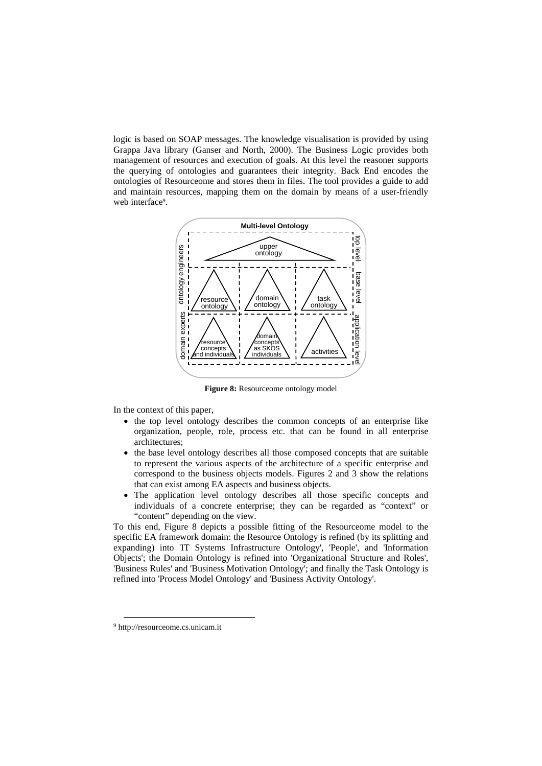logic is based on SOAP messages. The knowledge visualisation is provided by using Grappa Java library (Ganser and North, 2000). The Business Logic provides both management of resources and execution of goals. At this level the reasoner supports the querying of ontologies and guarantees their integrity. Back End encodes the ontologies of Resourceome and stores them in files. The tool provides a guide to add and maintain resources, mapping them on the domain by means of a user-friendly web interface[9].

Multi-level Ontology

upper ontology

resource ontology

domain ontology

task ontology

resource concepts and individuals

domain concepts as SKOS individuals

activities

ontology engineers

domain experts

top level

base level

application level

**Figure 8:** Resourceome ontology model

In the context of this paper,

- the top level ontology describes the common concepts of an enterprise like organization, people, role, process etc. that can be found in all enterprise architectures;
- the base level ontology describes all those composed concepts that are suitable to represent the various aspects of the architecture of a specific enterprise and correspond to the business objects models. Figures 2 and 3 show the relations that can exist among EA aspects and business objects.
- The application level ontology describes all those specific concepts and individuals of a concrete enterprise; they can be regarded as "context" or "content" depending on the view.

To this end, Figure 8 depicts a possible fitting of the Resourceome model to the specific EA framework domain: the Resource Ontology is refined (by its splitting and expanding) into 'IT Systems Infrastructure Ontology', 'People', and 'Information Objects'; the Domain Ontology is refined into 'Organizational Structure and Roles', 'Business Rules' and 'Business Motivation Ontology'; and finally the Task Ontology is refined into 'Process Model Ontology' and 'Business Activity Ontology'.

[9] http://resourceome.cs.unicam.it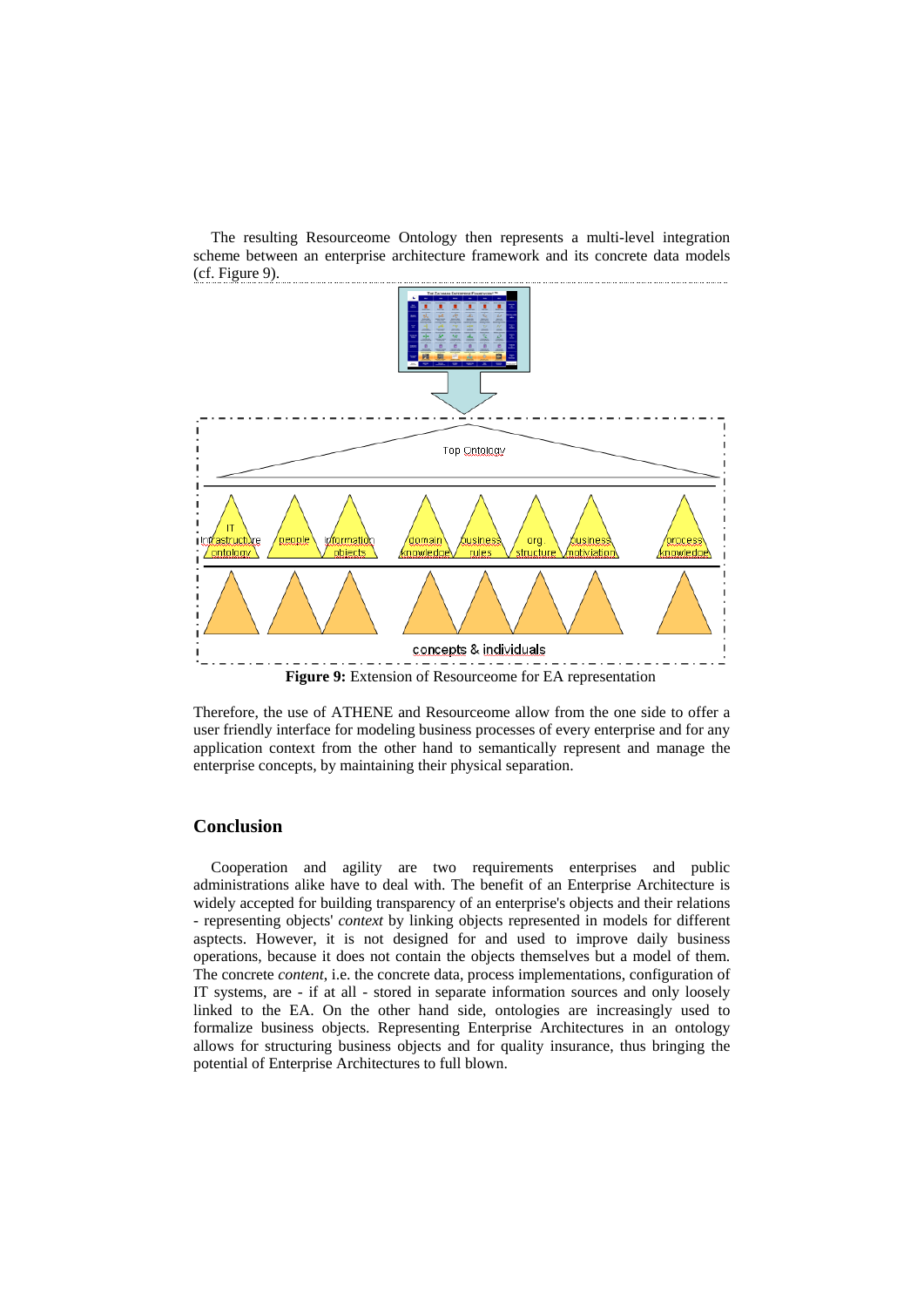The resulting Resourceome Ontology then represents a multi-level integration scheme between an enterprise architecture framework and its concrete data models (cf. Figure 9).

Top Ontology

IT infrastructure ontology

people

information objects

domain knowledge

business rules

org. structure

business motivation

process knowledge

concepts & individuals

**Figure 9:** Extension of Resourceome for EA representation

Therefore, the use of ATHENE and Resourceome allow from the one side to offer a user friendly interface for modeling business processes of every enterprise and for any application context from the other hand to semantically represent and manage the enterprise concepts, by maintaining their physical separation.

## Conclusion

Cooperation and agility are two requirements enterprises and public administrations alike have to deal with. The benefit of an Enterprise Architecture is widely accepted for building transparency of an enterprise's objects and their relations - representing objects' *context* by linking objects represented in models for different asptects. However, it is not designed for and used to improve daily business operations, because it does not contain the objects themselves but a model of them. The concrete *content*, i.e. the concrete data, process implementations, configuration of IT systems, are - if at all - stored in separate information sources and only loosely linked to the EA. On the other hand side, ontologies are increasingly used to formalize business objects. Representing Enterprise Architectures in an ontology allows for structuring business objects and for quality insurance, thus bringing the potential of Enterprise Architectures to full blown.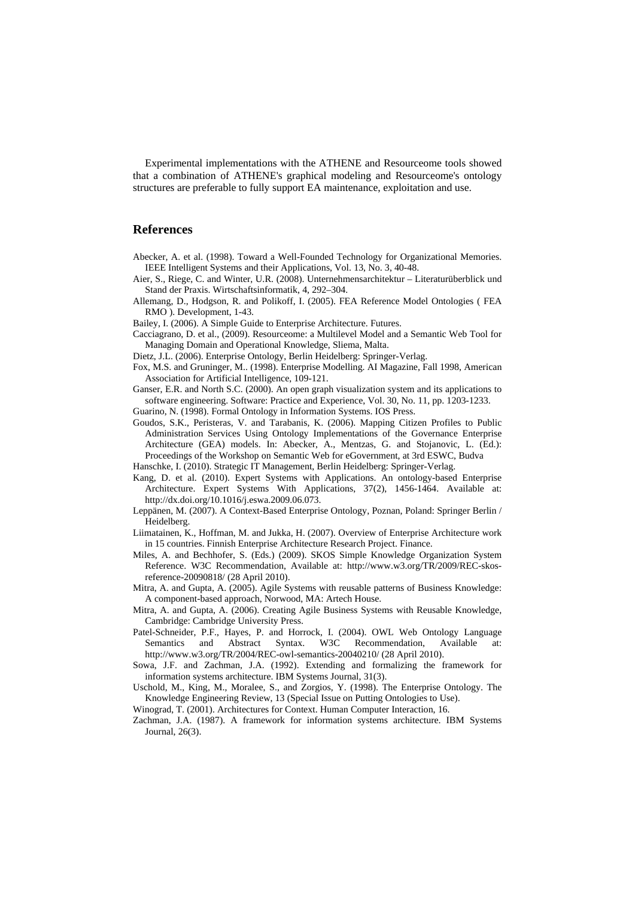Experimental implementations with the ATHENE and Resourceome tools showed that a combination of ATHENE's graphical modeling and Resourceome's ontology structures are preferable to fully support EA maintenance, exploitation and use.

## References

Abecker, A. et al. (1998). Toward a Well-Founded Technology for Organizational Memories. IEEE Intelligent Systems and their Applications, Vol. 13, No. 3, 40-48.

Aier, S., Riege, C. and Winter, U.R. (2008). Unternehmensarchitektur – Literaturüberblick und Stand der Praxis. Wirtschaftsinformatik, 4, 292–304.

Allemang, D., Hodgson, R. and Polikoff, I. (2005). FEA Reference Model Ontologies ( FEA RMO ). Development, 1-43.

Bailey, I. (2006). A Simple Guide to Enterprise Architecture. Futures.

Cacciagrano, D. et al., (2009). Resourceome: a Multilevel Model and a Semantic Web Tool for Managing Domain and Operational Knowledge, Sliema, Malta.

Dietz, J.L. (2006). Enterprise Ontology, Berlin Heidelberg: Springer-Verlag.

Fox, M.S. and Gruninger, M.. (1998). Enterprise Modelling. AI Magazine, Fall 1998, American Association for Artificial Intelligence, 109-121.

Ganser, E.R. and North S.C. (2000). An open graph visualization system and its applications to software engineering. Software: Practice and Experience, Vol. 30, No. 11, pp. 1203-1233.

Guarino, N. (1998). Formal Ontology in Information Systems. IOS Press.

Goudos, S.K., Peristeras, V. and Tarabanis, K. (2006). Mapping Citizen Profiles to Public Administration Services Using Ontology Implementations of the Governance Enterprise Architecture (GEA) models. In: Abecker, A., Mentzas, G. and Stojanovic, L. (Ed.): Proceedings of the Workshop on Semantic Web for eGovernment, at 3rd ESWC, Budva

Hanschke, I. (2010). Strategic IT Management, Berlin Heidelberg: Springer-Verlag.

Kang, D. et al. (2010). Expert Systems with Applications. An ontology-based Enterprise Architecture. Expert Systems With Applications, 37(2), 1456-1464. Available at: http://dx.doi.org/10.1016/j.eswa.2009.06.073.

Leppänen, M. (2007). A Context-Based Enterprise Ontology, Poznan, Poland: Springer Berlin / Heidelberg.

Liimatainen, K., Hoffman, M. and Jukka, H. (2007). Overview of Enterprise Architecture work in 15 countries. Finnish Enterprise Architecture Research Project. Finance.

Miles, A. and Bechhofer, S. (Eds.) (2009). SKOS Simple Knowledge Organization System Reference. W3C Recommendation, Available at: http://www.w3.org/TR/2009/REC-skos-reference-20090818/ (28 April 2010).

Mitra, A. and Gupta, A. (2005). Agile Systems with reusable patterns of Business Knowledge: A component-based approach, Norwood, MA: Artech House.

Mitra, A. and Gupta, A. (2006). Creating Agile Business Systems with Reusable Knowledge, Cambridge: Cambridge University Press.

Patel-Schneider, P.F., Hayes, P. and Horrock, I. (2004). OWL Web Ontology Language Semantics and Abstract Syntax. W3C Recommendation, Available at: http://www.w3.org/TR/2004/REC-owl-semantics-20040210/ (28 April 2010).

Sowa, J.F. and Zachman, J.A. (1992). Extending and formalizing the framework for information systems architecture. IBM Systems Journal, 31(3).

Uschold, M., King, M., Moralee, S., and Zorgios, Y. (1998). The Enterprise Ontology. The Knowledge Engineering Review, 13 (Special Issue on Putting Ontologies to Use).

Winograd, T. (2001). Architectures for Context. Human Computer Interaction, 16.

Zachman, J.A. (1987). A framework for information systems architecture. IBM Systems Journal, 26(3).